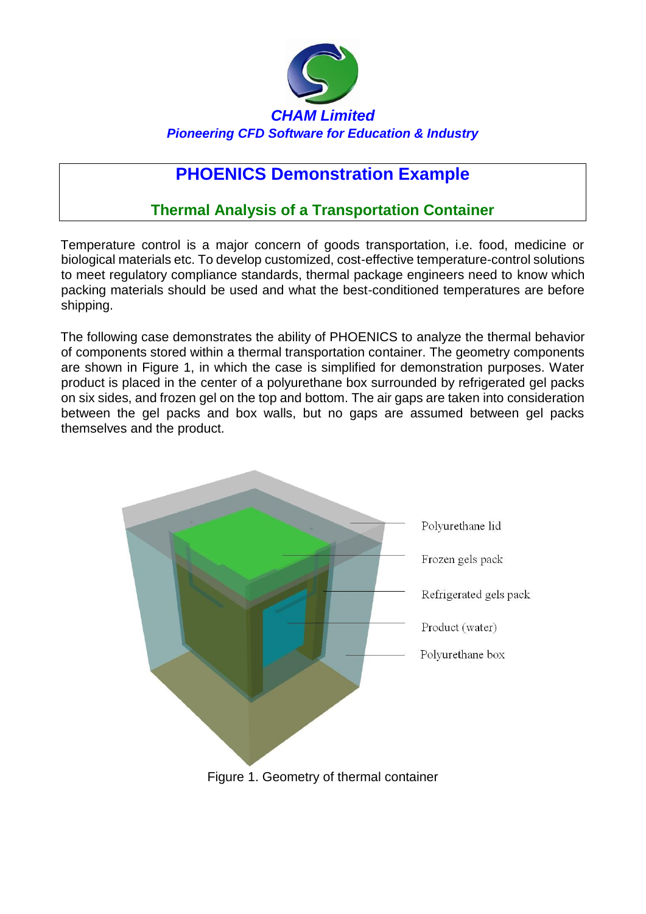*CHAM Limited*

***Pioneering CFD Software for Education & Industry***

# PHOENICS Demonstration Example

## Thermal Analysis of a Transportation Container

Temperature control is a major concern of goods transportation, i.e. food, medicine or biological materials etc. To develop customized, cost-effective temperature-control solutions to meet regulatory compliance standards, thermal package engineers need to know which packing materials should be used and what the best-conditioned temperatures are before shipping.

The following case demonstrates the ability of PHOENICS to analyze the thermal behavior of components stored within a thermal transportation container. The geometry components are shown in Figure 1, in which the case is simplified for demonstration purposes. Water product is placed in the center of a polyurethane box surrounded by refrigerated gel packs on six sides, and frozen gel on the top and bottom. The air gaps are taken into consideration between the gel packs and box walls, but no gaps are assumed between gel packs themselves and the product.

Figure 1. Geometry of thermal container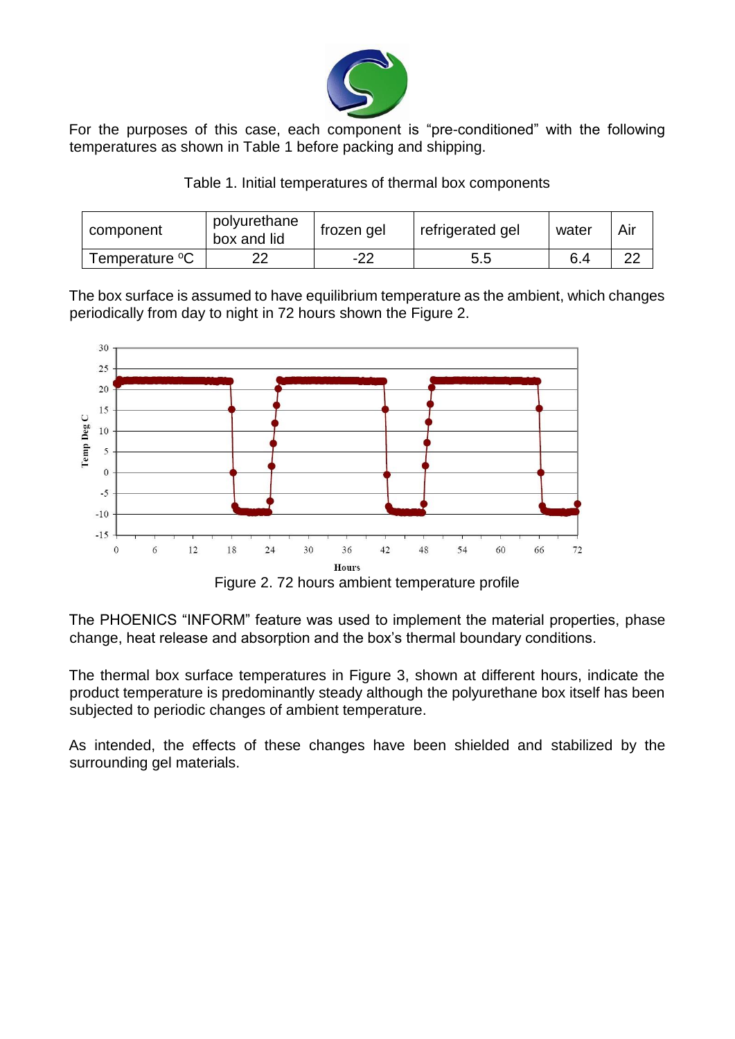For the purposes of this case, each component is "pre-conditioned" with the following temperatures as shown in Table 1 before packing and shipping.

Table 1. Initial temperatures of thermal box components

| component | polyurethane box and lid | frozen gel | refrigerated gel | water | Air |
|---|---|---|---|---|---|
| Temperature ºC | 22 | -22 | 5.5 | 6.4 | 22 |

The box surface is assumed to have equilibrium temperature as the ambient, which changes periodically from day to night in 72 hours shown the Figure 2.

Figure 2. 72 hours ambient temperature profile

The PHOENICS "INFORM" feature was used to implement the material properties, phase change, heat release and absorption and the box's thermal boundary conditions.

The thermal box surface temperatures in Figure 3, shown at different hours, indicate the product temperature is predominantly steady although the polyurethane box itself has been subjected to periodic changes of ambient temperature.

As intended, the effects of these changes have been shielded and stabilized by the surrounding gel materials.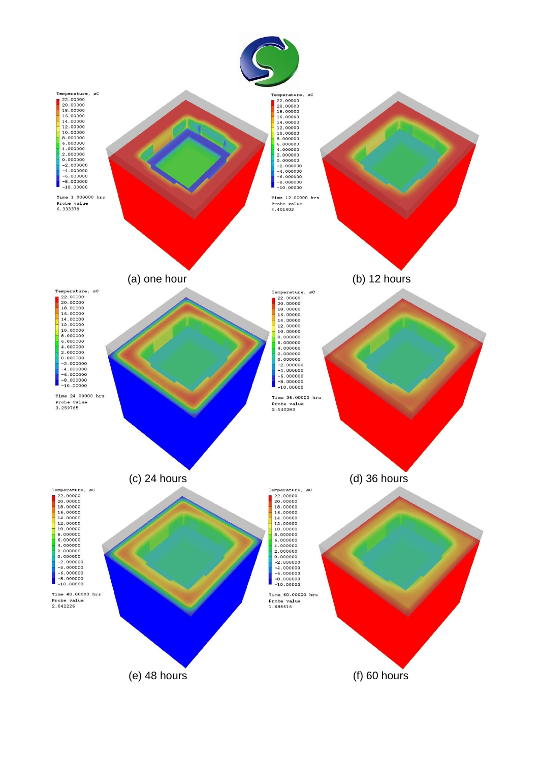Temperature, øC
22.00000
20.00000
18.00000
16.00000
14.00000
12.00000
10.00000
8.000000
6.000000
4.000000
2.000000
0.000000
-2.000000
-4.000000
-6.000000
-8.000000
-10.00000

Time 1.000000 hrs
Probe value
6.333378

(a) one hour

Temperature, øC
22.00000
20.00000
18.00000
16.00000
14.00000
12.00000
10.00000
8.000000
6.000000
4.000000
2.000000
0.000000
-2.000000
-4.000000
-6.000000
-8.000000
-10.00000

Time 12.00000 hrs
Probe value
4.401403

(b) 12 hours

Temperature, øC
22.00000
20.00000
18.00000
16.00000
14.00000
12.00000
10.00000
8.000000
6.000000
4.000000
2.000000
0.000000
-2.000000
-4.000000
-6.000000
-8.000000
-10.00000

Time 24.00000 hrs
Probe value
3.259765

(c) 24 hours

Temperature, øC
22.00000
20.00000
18.00000
16.00000
14.00000
12.00000
10.00000
8.000000
6.000000
4.000000
2.000000
0.000000
-2.000000
-4.000000
-6.000000
-8.000000
-10.00000

Time 36.00000 hrs
Probe value
2.540283

(d) 36 hours

Temperature, øC
22.00000
20.00000
18.00000
16.00000
14.00000
12.00000
10.00000
8.000000
6.000000
4.000000
2.000000
0.000000
-2.000000
-4.000000
-6.000000
-8.000000
-10.00000

Time 48.00000 hrs
Probe value
2.042226

(e) 48 hours

Temperature, øC
22.00000
20.00000
18.00000
16.00000
14.00000
12.00000
10.00000
8.000000
6.000000
4.000000
2.000000
0.000000
-2.000000
-4.000000
-6.000000
-8.000000
-10.00000

Time 60.00000 hrs
Probe value
1.686616

(f) 60 hours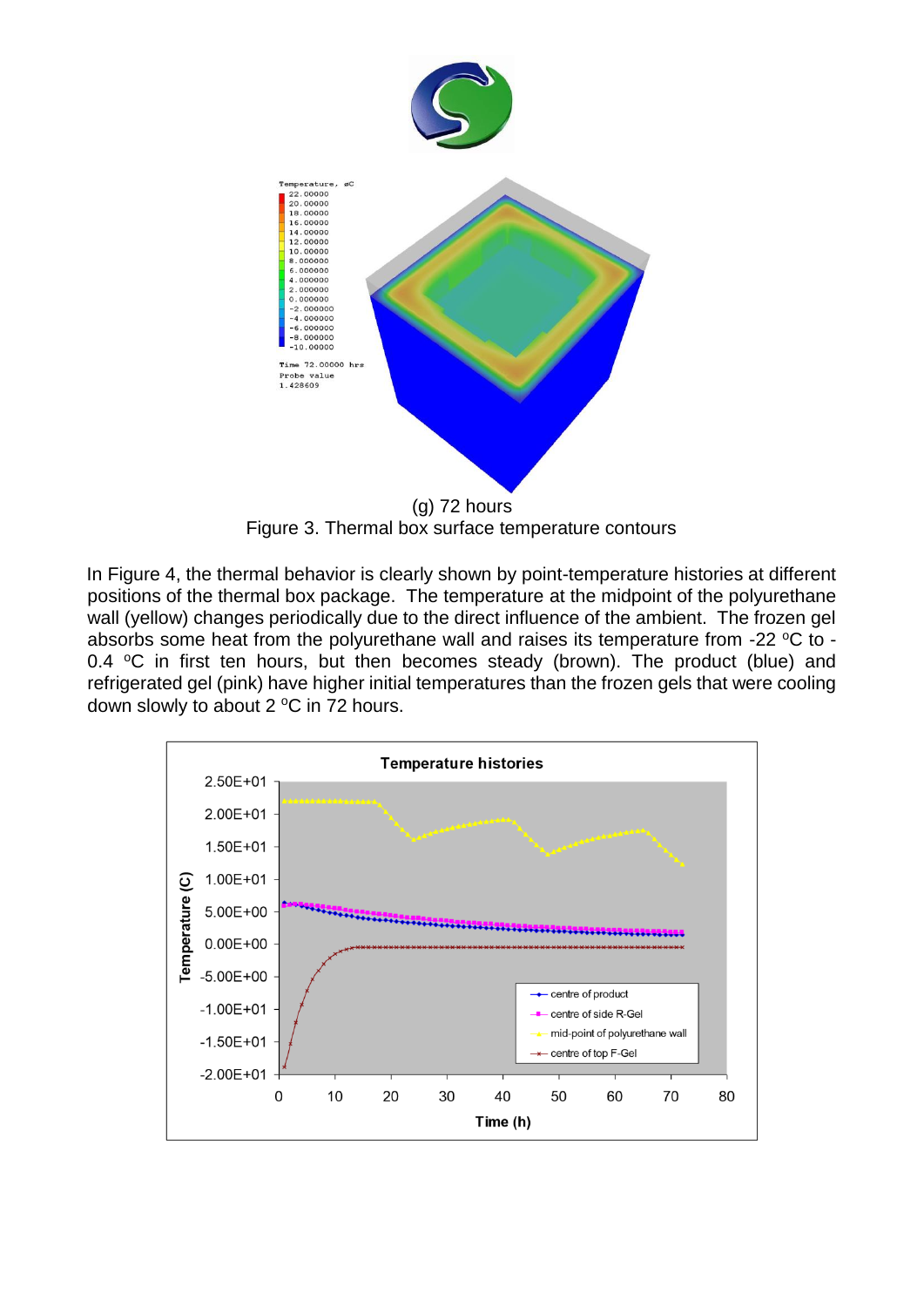(g) 72 hours

Figure 3. Thermal box surface temperature contours

In Figure 4, the thermal behavior is clearly shown by point-temperature histories at different positions of the thermal box package. The temperature at the midpoint of the polyurethane wall (yellow) changes periodically due to the direct influence of the ambient. The frozen gel absorbs some heat from the polyurethane wall and raises its temperature from -22 °C to -0.4 °C in first ten hours, but then becomes steady (brown). The product (blue) and refrigerated gel (pink) have higher initial temperatures than the frozen gels that were cooling down slowly to about 2 °C in 72 hours.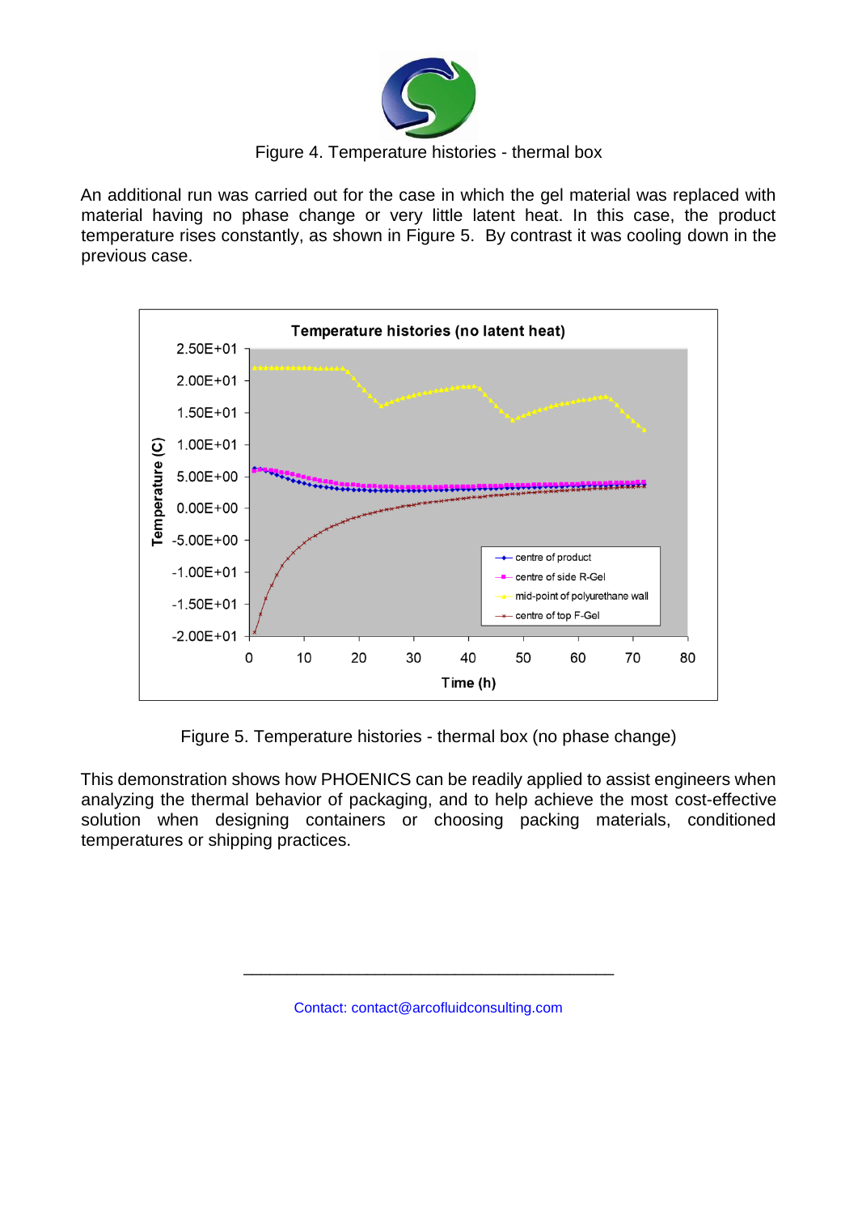Figure 4. Temperature histories - thermal box

An additional run was carried out for the case in which the gel material was replaced with material having no phase change or very little latent heat. In this case, the product temperature rises constantly, as shown in Figure 5. By contrast it was cooling down in the previous case.

Temperature histories (no latent heat)

2.50E+01
2.00E+01
1.50E+01
1.00E+01
5.00E+00
0.00E+00
-5.00E+00
-1.00E+01
-1.50E+01
-2.00E+01

Temperature (C)

0 10 20 30 40 50 60 70 80

Time (h)

centre of product
centre of side R-Gel
mid-point of polyurethane wall
centre of top F-Gel

Figure 5. Temperature histories - thermal box (no phase change)

This demonstration shows how PHOENICS can be readily applied to assist engineers when analyzing the thermal behavior of packaging, and to help achieve the most cost-effective solution when designing containers or choosing packing materials, conditioned temperatures or shipping practices.

---

Contact: contact@arcofluidconsulting.com